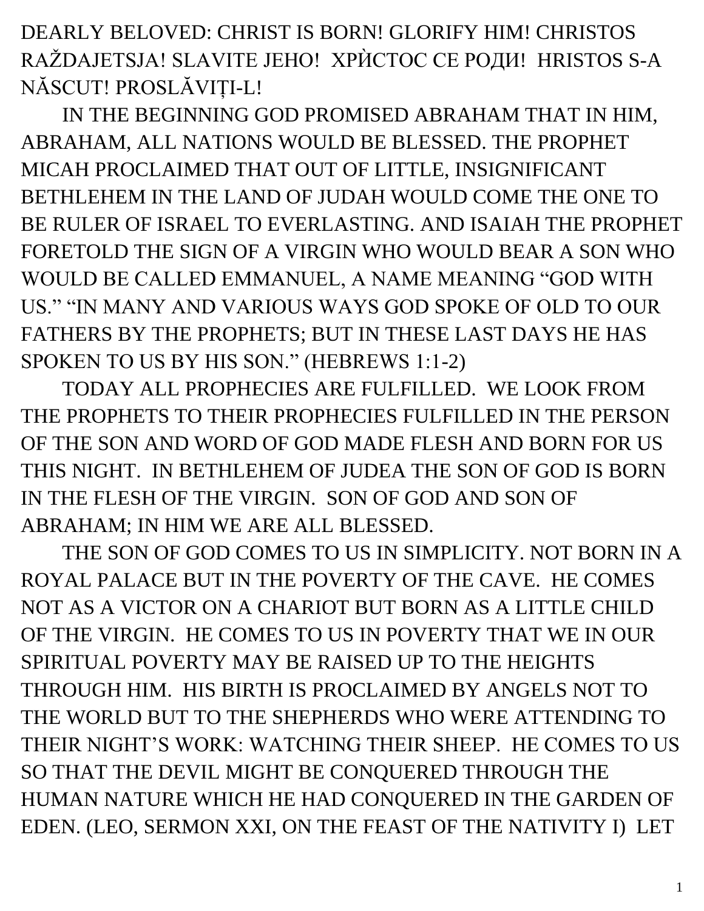DEARLY BELOVED: CHRIST IS BORN! GLORIFY HIM! CHRISTOS RAŽDAJETSJA! SLAVITE JEHO! ХРЍСТОС СЕ РОДИ! HRISTOS S-A NĂSCUT! PROSLĂVIȚI-L!

IN THE BEGINNING GOD PROMISED ABRAHAM THAT IN HIM, ABRAHAM, ALL NATIONS WOULD BE BLESSED. THE PROPHET MICAH PROCLAIMED THAT OUT OF LITTLE, INSIGNIFICANT BETHLEHEM IN THE LAND OF JUDAH WOULD COME THE ONE TO BE RULER OF ISRAEL TO EVERLASTING. AND ISAIAH THE PROPHET FORETOLD THE SIGN OF A VIRGIN WHO WOULD BEAR A SON WHO WOULD BE CALLED EMMANUEL, A NAME MEANING "GOD WITH US." "IN MANY AND VARIOUS WAYS GOD SPOKE OF OLD TO OUR FATHERS BY THE PROPHETS; BUT IN THESE LAST DAYS HE HAS SPOKEN TO US BY HIS SON." (HEBREWS 1:1-2)

TODAY ALL PROPHECIES ARE FULFILLED. WE LOOK FROM THE PROPHETS TO THEIR PROPHECIES FULFILLED IN THE PERSON OF THE SON AND WORD OF GOD MADE FLESH AND BORN FOR US THIS NIGHT. IN BETHLEHEM OF JUDEA THE SON OF GOD IS BORN IN THE FLESH OF THE VIRGIN. SON OF GOD AND SON OF ABRAHAM; IN HIM WE ARE ALL BLESSED.

THE SON OF GOD COMES TO US IN SIMPLICITY. NOT BORN IN A ROYAL PALACE BUT IN THE POVERTY OF THE CAVE. HE COMES NOT AS A VICTOR ON A CHARIOT BUT BORN AS A LITTLE CHILD OF THE VIRGIN. HE COMES TO US IN POVERTY THAT WE IN OUR SPIRITUAL POVERTY MAY BE RAISED UP TO THE HEIGHTS THROUGH HIM. HIS BIRTH IS PROCLAIMED BY ANGELS NOT TO THE WORLD BUT TO THE SHEPHERDS WHO WERE ATTENDING TO THEIR NIGHT'S WORK: WATCHING THEIR SHEEP. HE COMES TO US SO THAT THE DEVIL MIGHT BE CONQUERED THROUGH THE HUMAN NATURE WHICH HE HAD CONQUERED IN THE GARDEN OF EDEN. (LEO, SERMON XXI, ON THE FEAST OF THE NATIVITY I) LET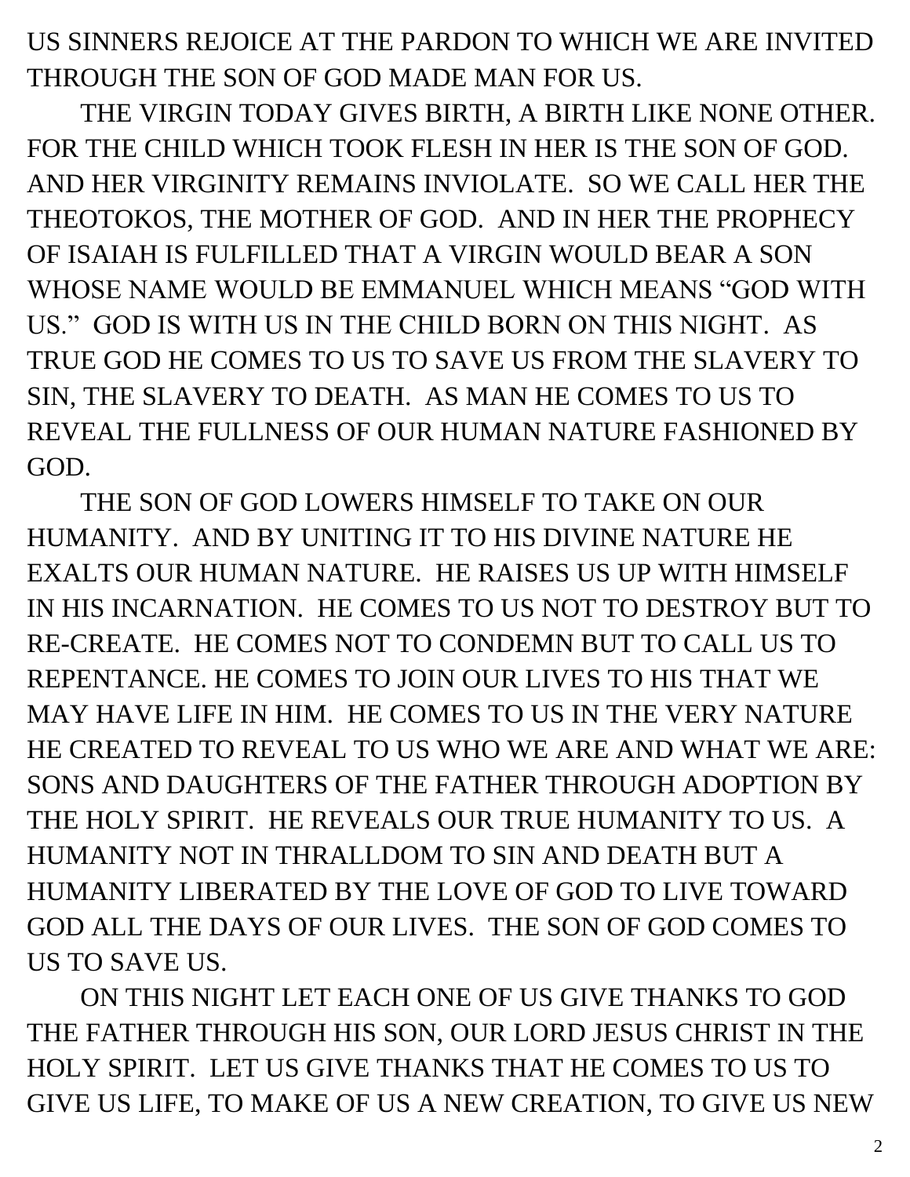US SINNERS REJOICE AT THE PARDON TO WHICH WE ARE INVITED THROUGH THE SON OF GOD MADE MAN FOR US.

THE VIRGIN TODAY GIVES BIRTH, A BIRTH LIKE NONE OTHER. FOR THE CHILD WHICH TOOK FLESH IN HER IS THE SON OF GOD. AND HER VIRGINITY REMAINS INVIOLATE. SO WE CALL HER THE THEOTOKOS, THE MOTHER OF GOD. AND IN HER THE PROPHECY OF ISAIAH IS FULFILLED THAT A VIRGIN WOULD BEAR A SON WHOSE NAME WOULD BE EMMANUEL WHICH MEANS "GOD WITH US." GOD IS WITH US IN THE CHILD BORN ON THIS NIGHT. AS TRUE GOD HE COMES TO US TO SAVE US FROM THE SLAVERY TO SIN, THE SLAVERY TO DEATH. AS MAN HE COMES TO US TO REVEAL THE FULLNESS OF OUR HUMAN NATURE FASHIONED BY GOD.

THE SON OF GOD LOWERS HIMSELF TO TAKE ON OUR HUMANITY. AND BY UNITING IT TO HIS DIVINE NATURE HE EXALTS OUR HUMAN NATURE. HE RAISES US UP WITH HIMSELF IN HIS INCARNATION. HE COMES TO US NOT TO DESTROY BUT TO RE-CREATE. HE COMES NOT TO CONDEMN BUT TO CALL US TO REPENTANCE. HE COMES TO JOIN OUR LIVES TO HIS THAT WE MAY HAVE LIFE IN HIM. HE COMES TO US IN THE VERY NATURE HE CREATED TO REVEAL TO US WHO WE ARE AND WHAT WE ARE: SONS AND DAUGHTERS OF THE FATHER THROUGH ADOPTION BY THE HOLY SPIRIT. HE REVEALS OUR TRUE HUMANITY TO US. A HUMANITY NOT IN THRALLDOM TO SIN AND DEATH BUT A HUMANITY LIBERATED BY THE LOVE OF GOD TO LIVE TOWARD GOD ALL THE DAYS OF OUR LIVES. THE SON OF GOD COMES TO US TO SAVE US.

ON THIS NIGHT LET EACH ONE OF US GIVE THANKS TO GOD THE FATHER THROUGH HIS SON, OUR LORD JESUS CHRIST IN THE HOLY SPIRIT. LET US GIVE THANKS THAT HE COMES TO US TO GIVE US LIFE, TO MAKE OF US A NEW CREATION, TO GIVE US NEW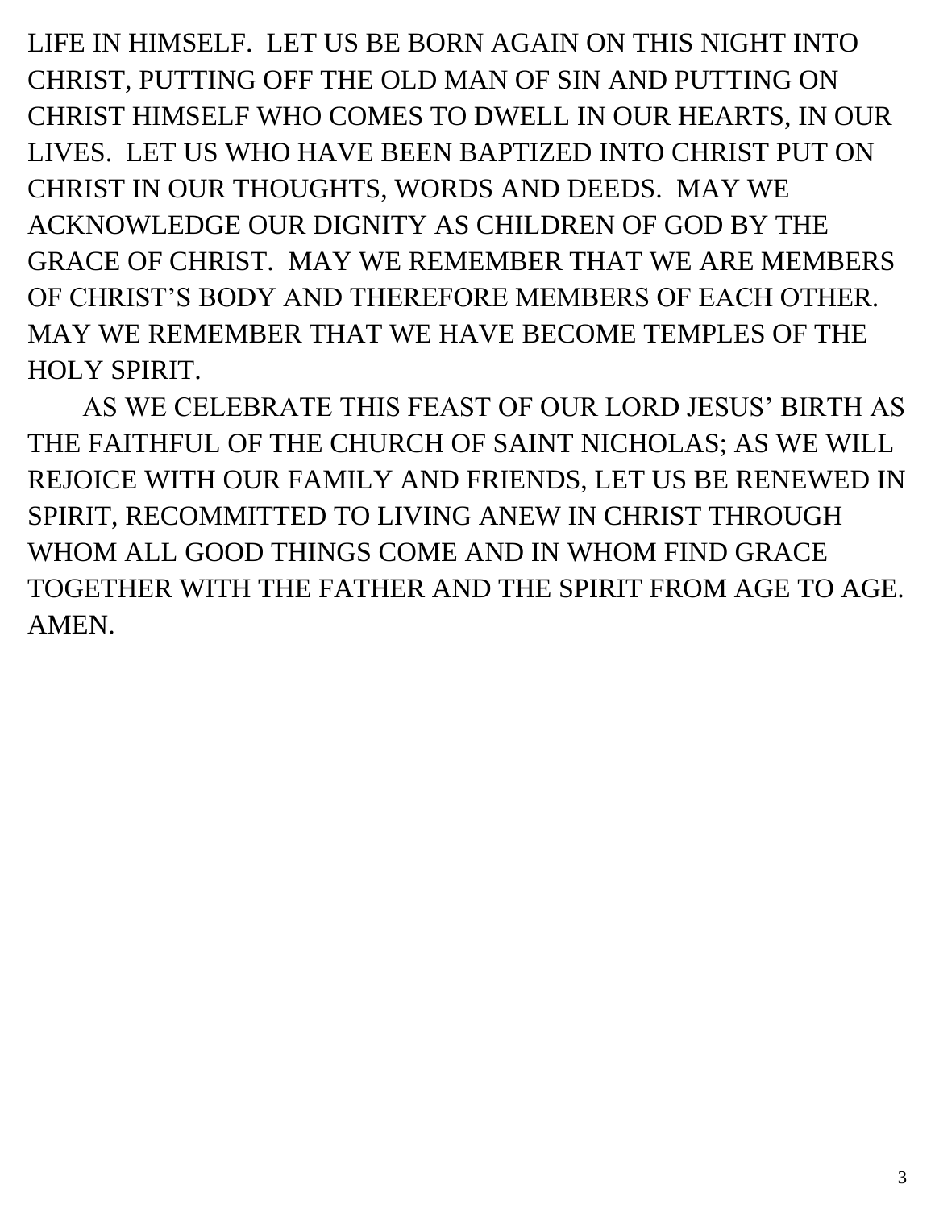LIFE IN HIMSELF. LET US BE BORN AGAIN ON THIS NIGHT INTO CHRIST, PUTTING OFF THE OLD MAN OF SIN AND PUTTING ON CHRIST HIMSELF WHO COMES TO DWELL IN OUR HEARTS, IN OUR LIVES. LET US WHO HAVE BEEN BAPTIZED INTO CHRIST PUT ON CHRIST IN OUR THOUGHTS, WORDS AND DEEDS. MAY WE ACKNOWLEDGE OUR DIGNITY AS CHILDREN OF GOD BY THE GRACE OF CHRIST. MAY WE REMEMBER THAT WE ARE MEMBERS OF CHRIST'S BODY AND THEREFORE MEMBERS OF EACH OTHER. MAY WE REMEMBER THAT WE HAVE BECOME TEMPLES OF THE HOLY SPIRIT.

AS WE CELEBRATE THIS FEAST OF OUR LORD JESUS' BIRTH AS THE FAITHFUL OF THE CHURCH OF SAINT NICHOLAS; AS WE WILL REJOICE WITH OUR FAMILY AND FRIENDS, LET US BE RENEWED IN SPIRIT, RECOMMITTED TO LIVING ANEW IN CHRIST THROUGH WHOM ALL GOOD THINGS COME AND IN WHOM FIND GRACE TOGETHER WITH THE FATHER AND THE SPIRIT FROM AGE TO AGE. AMEN.